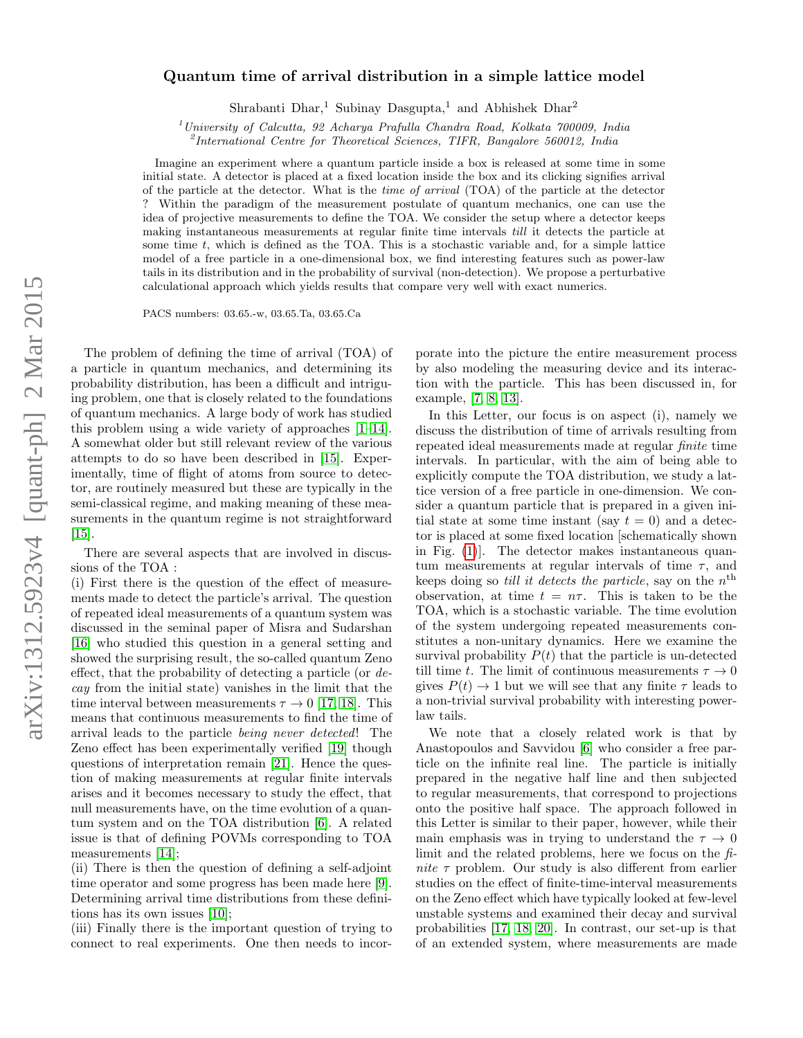# Quantum time of arrival distribution in a simple lattice model

Shrabanti Dhar,[1] Subinay Dasgupta,[1] and Abhishek Dhar[2]

[1]*University of Calcutta, 92 Acharya Prafulla Chandra Road, Kolkata 700009, India*
[2]*International Centre for Theoretical Sciences, TIFR, Bangalore 560012, India*

Imagine an experiment where a quantum particle inside a box is released at some time in some initial state. A detector is placed at a fixed location inside the box and its clicking signifies arrival of the particle at the detector. What is the *time of arrival* (TOA) of the particle at the detector ? Within the paradigm of the measurement postulate of quantum mechanics, one can use the idea of projective measurements to define the TOA. We consider the setup where a detector keeps making instantaneous measurements at regular finite time intervals *till* it detects the particle at some time $t$, which is defined as the TOA. This is a stochastic variable and, for a simple lattice model of a free particle in a one-dimensional box, we find interesting features such as power-law tails in its distribution and in the probability of survival (non-detection). We propose a perturbative calculational approach which yields results that compare very well with exact numerics.

PACS numbers: 03.65.-w, 03.65.Ta, 03.65.Ca

The problem of defining the time of arrival (TOA) of a particle in quantum mechanics, and determining its probability distribution, has been a difficult and intriguing problem, one that is closely related to the foundations of quantum mechanics. A large body of work has studied this problem using a wide variety of approaches [1–14]. A somewhat older but still relevant review of the various attempts to do so have been described in [15]. Experimentally, time of flight of atoms from source to detector, are routinely measured but these are typically in the semi-classical regime, and making meaning of these measurements in the quantum regime is not straightforward [15].

There are several aspects that are involved in discussions of the TOA :
(i) First there is the question of the effect of measurements made to detect the particle's arrival. The question of repeated ideal measurements of a quantum system was discussed in the seminal paper of Misra and Sudarshan [16] who studied this question in a general setting and showed the surprising result, the so-called quantum Zeno effect, that the probability of detecting a particle (or *decay* from the initial state) vanishes in the limit that the time interval between measurements $\tau \to 0$ [17, 18]. This means that continuous measurements to find the time of arrival leads to the particle *being never detected*! The Zeno effect has been experimentally verified [19] though questions of interpretation remain [21]. Hence the question of making measurements at regular finite intervals arises and it becomes necessary to study the effect, that null measurements have, on the time evolution of a quantum system and on the TOA distribution [6]. A related issue is that of defining POVMs corresponding to TOA measurements [14];
(ii) There is then the question of defining a self-adjoint time operator and some progress has been made here [9]. Determining arrival time distributions from these definitions has its own issues [10];
(iii) Finally there is the important question of trying to connect to real experiments. One then needs to incorporate into the picture the entire measurement process by also modeling the measuring device and its interaction with the particle. This has been discussed in, for example, [7, 8, 13].

In this Letter, our focus is on aspect (i), namely we discuss the distribution of time of arrivals resulting from repeated ideal measurements made at regular *finite* time intervals. In particular, with the aim of being able to explicitly compute the TOA distribution, we study a lattice version of a free particle in one-dimension. We consider a quantum particle that is prepared in a given initial state at some time instant (say $t = 0$) and a detector is placed at some fixed location [schematically shown in Fig. (1)]. The detector makes instantaneous quantum measurements at regular intervals of time $\tau$, and keeps doing so *till it detects the particle*, say on the $n^{\text{th}}$ observation, at time $t = n\tau$. This is taken to be the TOA, which is a stochastic variable. The time evolution of the system undergoing repeated measurements constitutes a non-unitary dynamics. Here we examine the survival probability $P(t)$ that the particle is un-detected till time $t$. The limit of continuous measurements $\tau \to 0$ gives $P(t) \to 1$ but we will see that any finite $\tau$ leads to a non-trivial survival probability with interesting power-law tails.

We note that a closely related work is that by Anastopoulos and Savvidou [6] who consider a free particle on the infinite real line. The particle is initially prepared in the negative half line and then subjected to regular measurements, that correspond to projections onto the positive half space. The approach followed in this Letter is similar to their paper, however, while their main emphasis was in trying to understand the $\tau \to 0$ limit and the related problems, here we focus on the *finite* $\tau$ problem. Our study is also different from earlier studies on the effect of finite-time-interval measurements on the Zeno effect which have typically looked at few-level unstable systems and examined their decay and survival probabilities [17, 18, 20]. In contrast, our set-up is that of an extended system, where measurements are made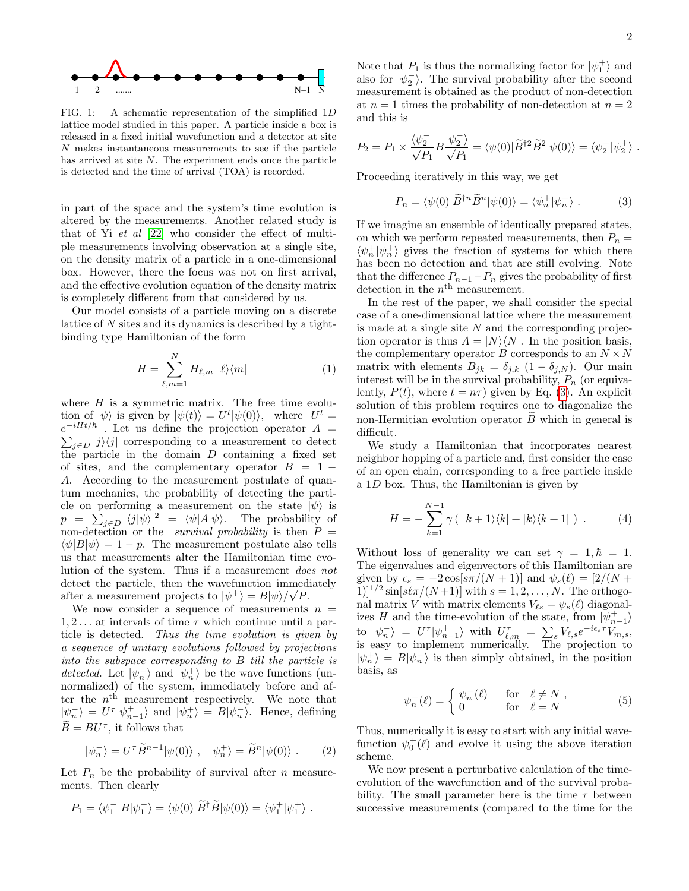FIG. 1: A schematic representation of the simplified $1D$ lattice model studied in this paper. A particle inside a box is released in a fixed initial wavefunction and a detector at site $N$ makes instantaneous measurements to see if the particle has arrived at site $N$. The experiment ends once the particle is detected and the time of arrival (TOA) is recorded.

in part of the space and the system's time evolution is altered by the measurements. Another related study is that of Yi *et al* [22] who consider the effect of multiple measurements involving observation at a single site, on the density matrix of a particle in a one-dimensional box. However, there the focus was not on first arrival, and the effective evolution equation of the density matrix is completely different from that considered by us.

Our model consists of a particle moving on a discrete lattice of $N$ sites and its dynamics is described by a tight-binding type Hamiltonian of the form

$$H = \sum_{\ell,m=1}^{N} H_{\ell,m} \; |\ell\rangle\langle m| \tag{1}$$

where $H$ is a symmetric matrix. The free time evolution of $|\psi\rangle$ is given by $|\psi(t)\rangle = U^t|\psi(0)\rangle$, where $U^t = e^{-iHt/\hbar}$. Let us define the projection operator $A = \sum_{j\in D} |j\rangle\langle j|$ corresponding to a measurement to detect the particle in the domain $D$ containing a fixed set of sites, and the complementary operator $B = 1 - A$. According to the measurement postulate of quantum mechanics, the probability of detecting the particle on performing a measurement on the state $|\psi\rangle$ is $p = \sum_{j\in D} |\langle j|\psi\rangle|^2 = \langle\psi|A|\psi\rangle$. The probability of non-detection or the *survival probability* is then $P = \langle\psi|B|\psi\rangle = 1 - p$. The measurement postulate also tells us that measurements alter the Hamiltonian time evolution of the system. Thus if a measurement *does not* detect the particle, then the wavefunction immediately after a measurement projects to $|\psi^+\rangle = B|\psi\rangle/\sqrt{P}$.

We now consider a sequence of measurements $n = 1, 2 \ldots$ at intervals of time $\tau$ which continue until a particle is detected. *Thus the time evolution is given by a sequence of unitary evolutions followed by projections into the subspace corresponding to B till the particle is detected.* Let $|\psi_n^-\rangle$ and $|\psi_n^+\rangle$ be the wave functions (unnormalized) of the system, immediately before and after the $n^{\text{th}}$ measurement respectively. We note that $|\psi_n^-\rangle = U^\tau|\psi_{n-1}^+\rangle$ and $|\psi_n^+\rangle = B|\psi_n^-\rangle$. Hence, defining $\widetilde{B} = BU^\tau$, it follows that

$$|\psi_n^-\rangle = U^\tau \widetilde{B}^{n-1}|\psi(0)\rangle \;, \quad |\psi_n^+\rangle = \widetilde{B}^n|\psi(0)\rangle \;. \tag{2}$$

Let $P_n$ be the probability of survival after $n$ measurements. Then clearly

$$P_1 = \langle\psi_1^-|B|\psi_1^-\rangle = \langle\psi(0)|\widetilde{B}^\dagger\widetilde{B}|\psi(0)\rangle = \langle\psi_1^+|\psi_1^+\rangle \;.$$

Note that $P_1$ is thus the normalizing factor for $|\psi_1^+\rangle$ and also for $|\psi_2^-\rangle$. The survival probability after the second measurement is obtained as the product of non-detection at $n = 1$ times the probability of non-detection at $n = 2$ and this is

$$P_2 = P_1 \times \frac{\langle\psi_2^-|}{\sqrt{P_1}} B \frac{|\psi_2^-\rangle}{\sqrt{P_1}} = \langle\psi(0)|\widetilde{B}^{\dagger 2}\widetilde{B}^2|\psi(0)\rangle = \langle\psi_2^+|\psi_2^+\rangle \;.$$

Proceeding iteratively in this way, we get

$$P_n = \langle\psi(0)|\widetilde{B}^{\dagger n}\widetilde{B}^n|\psi(0)\rangle = \langle\psi_n^+|\psi_n^+\rangle \;. \tag{3}$$

If we imagine an ensemble of identically prepared states, on which we perform repeated measurements, then $P_n = \langle\psi_n^+|\psi_n^+\rangle$ gives the fraction of systems for which there has been no detection and that are still evolving. Note that the difference $P_{n-1} - P_n$ gives the probability of first detection in the $n^{\text{th}}$ measurement.

In the rest of the paper, we shall consider the special case of a one-dimensional lattice where the measurement is made at a single site $N$ and the corresponding projection operator is thus $A = |N\rangle\langle N|$. In the position basis, the complementary operator $B$ corresponds to an $N \times N$ matrix with elements $B_{jk} = \delta_{j,k}\,(1 - \delta_{j,N})$. Our main interest will be in the survival probability, $P_n$ (or equivalently, $P(t)$, where $t = n\tau$) given by Eq. (3). An explicit solution of this problem requires one to diagonalize the non-Hermitian evolution operator $\widetilde{B}$ which in general is difficult.

We study a Hamiltonian that incorporates nearest neighbor hopping of a particle and, first consider the case of an open chain, corresponding to a free particle inside a $1D$ box. Thus, the Hamiltonian is given by

$$H = -\sum_{k=1}^{N-1} \gamma\,(\;|k+1\rangle\langle k| + |k\rangle\langle k+1|\;) \;. \tag{4}$$

Without loss of generality we can set $\gamma = 1, \hbar = 1$. The eigenvalues and eigenvectors of this Hamiltonian are given by $\epsilon_s = -2\cos[s\pi/(N+1)]$ and $\psi_s(\ell) = [2/(N+1)]^{1/2}\sin[s\ell\pi/(N+1)]$ with $s = 1, 2, \ldots, N$. The orthogonal matrix $V$ with matrix elements $V_{\ell s} = \psi_s(\ell)$ diagonalizes $H$ and the time-evolution of the state, from $|\psi_{n-1}^+\rangle$ to $|\psi_n^-\rangle = U^\tau|\psi_{n-1}^+\rangle$ with $U^\tau_{\ell,m} = \sum_s V_{\ell,s}e^{-i\epsilon_s\tau}V_{m,s}$, is easy to implement numerically. The projection to $|\psi_n^+\rangle = B|\psi_n^-\rangle$ is then simply obtained, in the position basis, as

$$\psi_n^+(\ell) = \begin{cases} \psi_n^-(\ell) & \text{for} \quad \ell \neq N \;, \\ 0 & \text{for} \quad \ell = N \end{cases} \tag{5}$$

Thus, numerically it is easy to start with any initial wavefunction $\psi_0^+(\ell)$ and evolve it using the above iteration scheme.

We now present a perturbative calculation of the time-evolution of the wavefunction and of the survival probability. The small parameter here is the time $\tau$ between successive measurements (compared to the time for the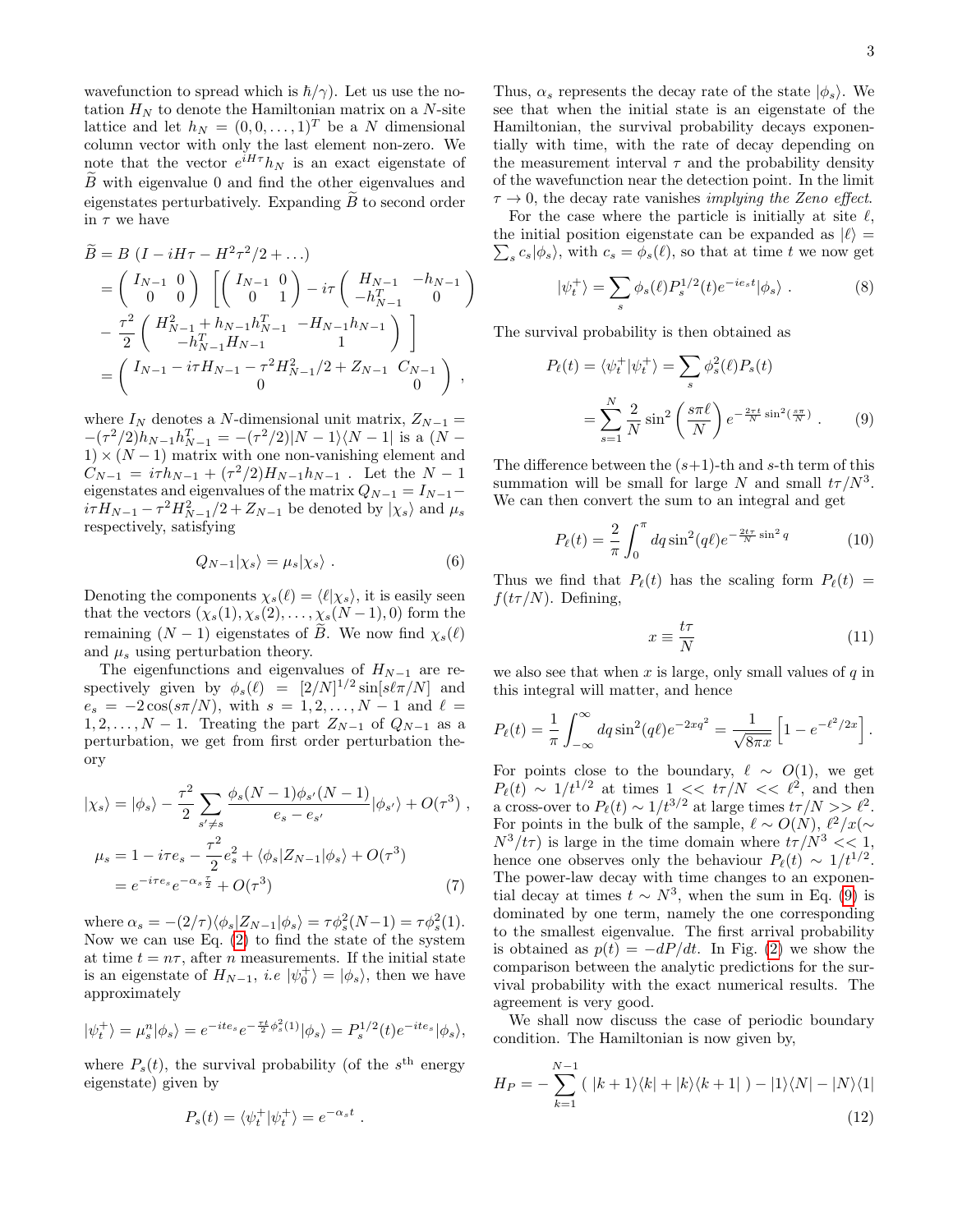wavefunction to spread which is $\hbar/\gamma$). Let us use the notation $H_N$ to denote the Hamiltonian matrix on a $N$-site lattice and let $h_N = (0, 0, \ldots, 1)^T$ be a $N$ dimensional column vector with only the last element non-zero. We note that the vector $e^{iH\tau}h_N$ is an exact eigenstate of $\widetilde{B}$ with eigenvalue 0 and find the other eigenvalues and eigenstates perturbatively. Expanding $\widetilde{B}$ to second order in $\tau$ we have

$$
\begin{aligned}
\widetilde{B} &= B\ (I - iH\tau - H^2\tau^2/2 + \ldots) \\
&= \begin{pmatrix} I_{N-1} & 0 \\ 0 & 0 \end{pmatrix} \left[ \begin{pmatrix} I_{N-1} & 0 \\ 0 & 1 \end{pmatrix} - i\tau \begin{pmatrix} H_{N-1} & -h_{N-1} \\ -h^T_{N-1} & 0 \end{pmatrix} \right. \\
&\left. - \frac{\tau^2}{2} \begin{pmatrix} H^2_{N-1} + h_{N-1}h^T_{N-1} & -H_{N-1}h_{N-1} \\ -h^T_{N-1}H_{N-1} & 1 \end{pmatrix} \right] \\
&= \begin{pmatrix} I_{N-1} - i\tau H_{N-1} - \tau^2 H^2_{N-1}/2 + Z_{N-1} & C_{N-1} \\ 0 & 0 \end{pmatrix} ,
\end{aligned}
$$

where $I_N$ denotes a $N$-dimensional unit matrix, $Z_{N-1} = -(\tau^2/2)h_{N-1}h^T_{N-1} = -(\tau^2/2)|N-1\rangle\langle N-1|$ is a $(N-1)\times(N-1)$ matrix with one non-vanishing element and $C_{N-1} = i\tau h_{N-1} + (\tau^2/2)H_{N-1}h_{N-1}$ . Let the $N-1$ eigenstates and eigenvalues of the matrix $Q_{N-1} = I_{N-1} - i\tau H_{N-1} - \tau^2 H^2_{N-1}/2 + Z_{N-1}$ be denoted by $|\chi_s\rangle$ and $\mu_s$ respectively, satisfying

$$
Q_{N-1}|\chi_s\rangle = \mu_s|\chi_s\rangle \ . \tag{6}
$$

Denoting the components $\chi_s(\ell) = \langle \ell|\chi_s\rangle$, it is easily seen that the vectors $(\chi_s(1), \chi_s(2), \ldots, \chi_s(N-1), 0)$ form the remaining $(N-1)$ eigenstates of $\widetilde{B}$. We now find $\chi_s(\ell)$ and $\mu_s$ using perturbation theory.

The eigenfunctions and eigenvalues of $H_{N-1}$ are respectively given by $\phi_s(\ell) = [2/N]^{1/2}\sin[s\ell\pi/N]$ and $e_s = -2\cos(s\pi/N)$, with $s = 1, 2, \ldots, N-1$ and $\ell = 1, 2, \ldots, N-1$. Treating the part $Z_{N-1}$ of $Q_{N-1}$ as a perturbation, we get from first order perturbation theory

$$
\begin{aligned}
|\chi_s\rangle &= |\phi_s\rangle - \frac{\tau^2}{2}\sum_{s'\neq s}\frac{\phi_s(N-1)\phi_{s'}(N-1)}{e_s - e_{s'}}|\phi_{s'}\rangle + O(\tau^3) \ , \\
\mu_s &= 1 - i\tau e_s - \frac{\tau^2}{2}e_s^2 + \langle\phi_s|Z_{N-1}|\phi_s\rangle + O(\tau^3) \\
&= e^{-i\tau e_s}e^{-\alpha_s\frac{\tau}{2}} + O(\tau^3)
\end{aligned} \tag{7}
$$

where $\alpha_s = -(2/\tau)\langle\phi_s|Z_{N-1}|\phi_s\rangle = \tau\phi_s^2(N-1) = \tau\phi_s^2(1)$. Now we can use Eq. (2) to find the state of the system at time $t = n\tau$, after $n$ measurements. If the initial state is an eigenstate of $H_{N-1}$, *i.e* $|\psi_0^+\rangle = |\phi_s\rangle$, then we have approximately

$$
|\psi_t^+\rangle = \mu_s^n|\phi_s\rangle = e^{-ite_s}e^{-\frac{\tau t}{2}\phi_s^2(1)}|\phi_s\rangle = P_s^{1/2}(t)e^{-ite_s}|\phi_s\rangle,
$$

where $P_s(t)$, the survival probability (of the $s^{\text{th}}$ energy eigenstate) given by

$$
P_s(t) = \langle\psi_t^+|\psi_t^+\rangle = e^{-\alpha_s t} \ .
$$

Thus, $\alpha_s$ represents the decay rate of the state $|\phi_s\rangle$. We see that when the initial state is an eigenstate of the Hamiltonian, the survival probability decays exponentially with time, with the rate of decay depending on the measurement interval $\tau$ and the probability density of the wavefunction near the detection point. In the limit $\tau \to 0$, the decay rate vanishes *implying the Zeno effect*.

For the case where the particle is initially at site $\ell$, the initial position eigenstate can be expanded as $|\ell\rangle = \sum_s c_s|\phi_s\rangle$, with $c_s = \phi_s(\ell)$, so that at time $t$ we now get

$$
|\psi_t^+\rangle = \sum_s \phi_s(\ell)P_s^{1/2}(t)e^{-ie_s t}|\phi_s\rangle \ . \tag{8}
$$

The survival probability is then obtained as

$$
\begin{aligned}
P_\ell(t) = \langle\psi_t^+|\psi_t^+\rangle &= \sum_s \phi_s^2(\ell)P_s(t) \\
&= \sum_{s=1}^{N}\frac{2}{N}\sin^2\left(\frac{s\pi\ell}{N}\right)e^{-\frac{2\tau t}{N}\sin^2\left(\frac{s\pi}{N}\right)} \ .
\end{aligned} \tag{9}
$$

The difference between the $(s+1)$-th and $s$-th term of this summation will be small for large $N$ and small $t\tau/N^3$. We can then convert the sum to an integral and get

$$
P_\ell(t) = \frac{2}{\pi}\int_0^\pi dq \sin^2(q\ell)e^{-\frac{2t\tau}{N}\sin^2 q} \tag{10}
$$

Thus we find that $P_\ell(t)$ has the scaling form $P_\ell(t) = f(t\tau/N)$. Defining,

$$
x \equiv \frac{t\tau}{N} \tag{11}
$$

we also see that when $x$ is large, only small values of $q$ in this integral will matter, and hence

$$
P_\ell(t) = \frac{1}{\pi}\int_{-\infty}^{\infty}dq \sin^2(q\ell)e^{-2xq^2} = \frac{1}{\sqrt{8\pi x}}\left[1 - e^{-\ell^2/2x}\right].
$$

For points close to the boundary, $\ell \sim O(1)$, we get $P_\ell(t) \sim 1/t^{1/2}$ at times $1 << t\tau/N << \ell^2$, and then a cross-over to $P_\ell(t) \sim 1/t^{3/2}$ at large times $t\tau/N >> \ell^2$. For points in the bulk of the sample, $\ell \sim O(N)$, $\ell^2/x (\sim N^3/t\tau)$ is large in the time domain where $t\tau/N^3 << 1$, hence one observes only the behaviour $P_\ell(t) \sim 1/t^{1/2}$. The power-law decay with time changes to an exponential decay at times $t \sim N^3$, when the sum in Eq. (9) is dominated by one term, namely the one corresponding to the smallest eigenvalue. The first arrival probability is obtained as $p(t) = -dP/dt$. In Fig. (2) we show the comparison between the analytic predictions for the survival probability with the exact numerical results. The agreement is very good.

We shall now discuss the case of periodic boundary condition. The Hamiltonian is now given by,

$$
H_P = -\sum_{k=1}^{N-1}(\ |k+1\rangle\langle k| + |k\rangle\langle k+1|\ ) - |1\rangle\langle N| - |N\rangle\langle 1| \tag{12}
$$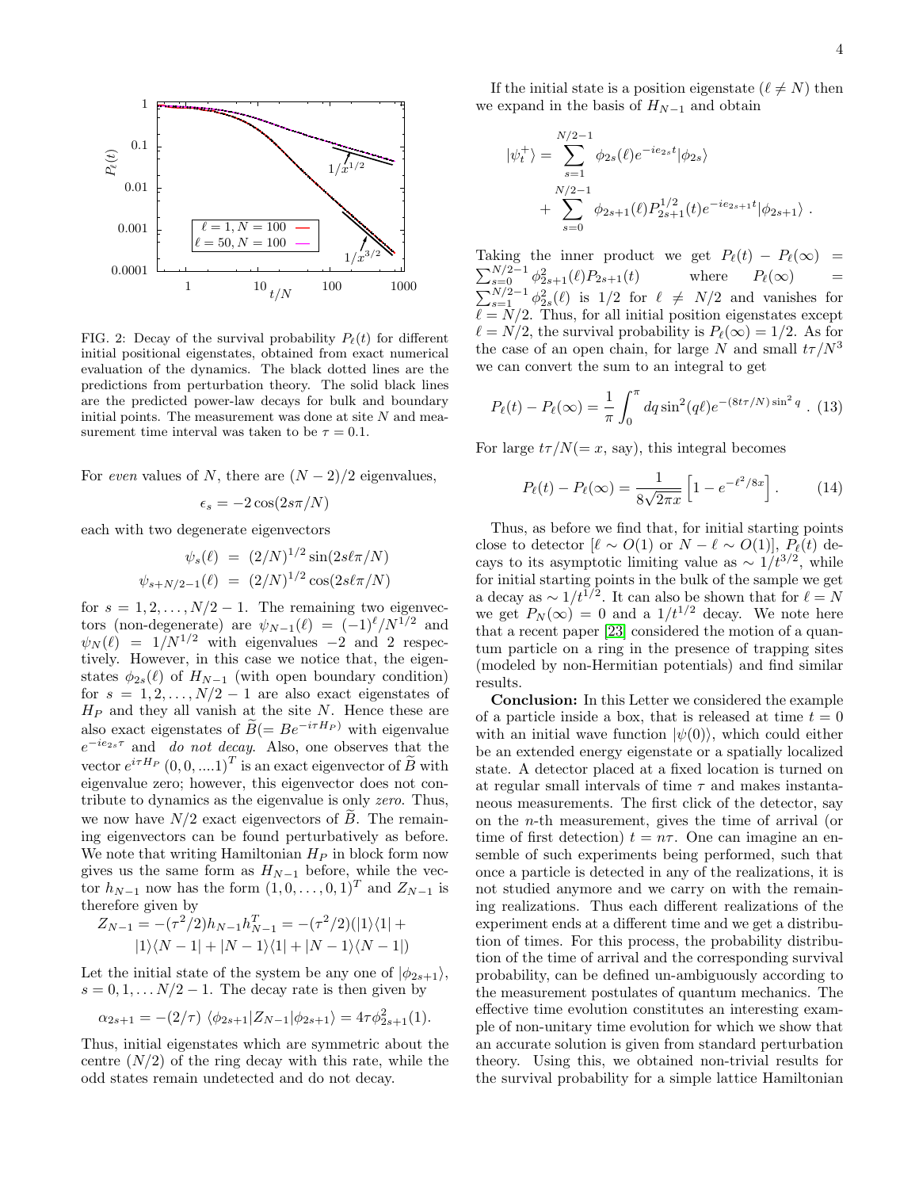FIG. 2: Decay of the survival probability $P_\ell(t)$ for different initial positional eigenstates, obtained from exact numerical evaluation of the dynamics. The black dotted lines are the predictions from perturbation theory. The solid black lines are the predicted power-law decays for bulk and boundary initial points. The measurement was done at site $N$ and measurement time interval was taken to be $\tau = 0.1$.

For *even* values of $N$, there are $(N-2)/2$ eigenvalues,

$$\epsilon_s = -2\cos(2s\pi/N)$$

each with two degenerate eigenvectors

$$\psi_s(\ell) \;=\; (2/N)^{1/2}\sin(2s\ell\pi/N)$$
$$\psi_{s+N/2-1}(\ell) \;=\; (2/N)^{1/2}\cos(2s\ell\pi/N)$$

for $s = 1, 2, \ldots, N/2-1$. The remaining two eigenvectors (non-degenerate) are $\psi_{N-1}(\ell) = (-1)^\ell/N^{1/2}$ and $\psi_N(\ell) = 1/N^{1/2}$ with eigenvalues $-2$ and $2$ respectively. However, in this case we notice that, the eigenstates $\phi_{2s}(\ell)$ of $H_{N-1}$ (with open boundary condition) for $s = 1, 2, \ldots, N/2-1$ are also exact eigenstates of $H_P$ and they all vanish at the site $N$. Hence these are also exact eigenstates of $\widetilde{B}(= Be^{-i\tau H_P})$ with eigenvalue $e^{-ie_{2s}\tau}$ and *do not decay*. Also, one observes that the vector $e^{i\tau H_P}\,(0,0,\ldots.1)^T$ is an exact eigenvector of $\widetilde{B}$ with eigenvalue zero; however, this eigenvector does not contribute to dynamics as the eigenvalue is only *zero*. Thus, we now have $N/2$ exact eigenvectors of $\widetilde{B}$. The remaining eigenvectors can be found perturbatively as before. We note that writing Hamiltonian $H_P$ in block form now gives us the same form as $H_{N-1}$ before, while the vector $h_{N-1}$ now has the form $(1,0,\ldots,0,1)^T$ and $Z_{N-1}$ is therefore given by

$$Z_{N-1} = -(\tau^2/2)h_{N-1}h_{N-1}^T = -(\tau^2/2)(|1\rangle\langle 1| + |1\rangle\langle N-1| + |N-1\rangle\langle 1| + |N-1\rangle\langle N-1|)$$

Let the initial state of the system be any one of $|\phi_{2s+1}\rangle$, $s = 0, 1, \ldots N/2-1$. The decay rate is then given by

$$\alpha_{2s+1} = -(2/\tau)\;\langle\phi_{2s+1}|Z_{N-1}|\phi_{2s+1}\rangle = 4\tau\phi_{2s+1}^2(1).$$

Thus, initial eigenstates which are symmetric about the centre $(N/2)$ of the ring decay with this rate, while the odd states remain undetected and do not decay.

If the initial state is a position eigenstate ($\ell \neq N$) then we expand in the basis of $H_{N-1}$ and obtain

$$|\psi_t^+\rangle = \sum_{s=1}^{N/2-1}\phi_{2s}(\ell)e^{-ie_{2s}t}|\phi_{2s}\rangle + \sum_{s=0}^{N/2-1}\phi_{2s+1}(\ell)P_{2s+1}^{1/2}(t)e^{-ie_{2s+1}t}|\phi_{2s+1}\rangle\;.$$

Taking the inner product we get $P_\ell(t) - P_\ell(\infty) = \sum_{s=0}^{N/2-1}\phi_{2s+1}^2(\ell)P_{2s+1}(t)$ where $P_\ell(\infty) = \sum_{s=1}^{N/2-1}\phi_{2s}^2(\ell)$ is $1/2$ for $\ell \neq N/2$ and vanishes for $\ell = N/2$. Thus, for all initial position eigenstates except $\ell = N/2$, the survival probability is $P_\ell(\infty) = 1/2$. As for the case of an open chain, for large $N$ and small $t\tau/N^3$ we can convert the sum to an integral to get

$$P_\ell(t) - P_\ell(\infty) = \frac{1}{\pi}\int_0^\pi dq\sin^2(q\ell)e^{-(8t\tau/N)\sin^2 q}\;. \quad (13)$$

For large $t\tau/N(=x$, say), this integral becomes

$$P_\ell(t) - P_\ell(\infty) = \frac{1}{8\sqrt{2\pi x}}\left[1 - e^{-\ell^2/8x}\right]. \quad (14)$$

Thus, as before we find that, for initial starting points close to detector [$\ell \sim O(1)$ or $N-\ell \sim O(1)$], $P_\ell(t)$ decays to its asymptotic limiting value as $\sim 1/t^{3/2}$, while for initial starting points in the bulk of the sample we get a decay as $\sim 1/t^{1/2}$. It can also be shown that for $\ell = N$ we get $P_N(\infty) = 0$ and a $1/t^{1/2}$ decay. We note here that a recent paper [23] considered the motion of a quantum particle on a ring in the presence of trapping sites (modeled by non-Hermitian potentials) and find similar results.

**Conclusion:** In this Letter we considered the example of a particle inside a box, that is released at time $t = 0$ with an initial wave function $|\psi(0)\rangle$, which could either be an extended energy eigenstate or a spatially localized state. A detector placed at a fixed location is turned on at regular small intervals of time $\tau$ and makes instantaneous measurements. The first click of the detector, say on the $n$-th measurement, gives the time of arrival (or time of first detection) $t = n\tau$. One can imagine an ensemble of such experiments being performed, such that once a particle is detected in any of the realizations, it is not studied anymore and we carry on with the remaining realizations. Thus each different realizations of the experiment ends at a different time and we get a distribution of times. For this process, the probability distribution of the time of arrival and the corresponding survival probability, can be defined un-ambiguously according to the measurement postulates of quantum mechanics. The effective time evolution constitutes an interesting example of non-unitary time evolution for which we show that an accurate solution is given from standard perturbation theory. Using this, we obtained non-trivial results for the survival probability for a simple lattice Hamiltonian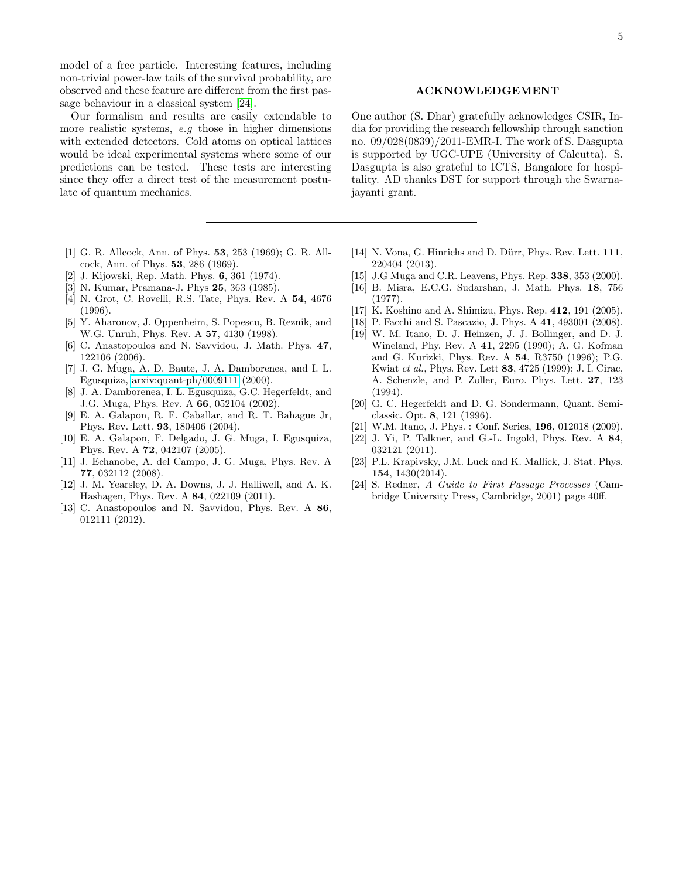model of a free particle. Interesting features, including non-trivial power-law tails of the survival probability, are observed and these feature are different from the first passage behaviour in a classical system [24].

Our formalism and results are easily extendable to more realistic systems, *e.g* those in higher dimensions with extended detectors. Cold atoms on optical lattices would be ideal experimental systems where some of our predictions can be tested. These tests are interesting since they offer a direct test of the measurement postulate of quantum mechanics.

## ACKNOWLEDGEMENT

One author (S. Dhar) gratefully acknowledges CSIR, India for providing the research fellowship through sanction no. 09/028(0839)/2011-EMR-I. The work of S. Dasgupta is supported by UGC-UPE (University of Calcutta). S. Dasgupta is also grateful to ICTS, Bangalore for hospitality. AD thanks DST for support through the Swarnajayanti grant.

---

[1] G. R. Allcock, Ann. of Phys. **53**, 253 (1969); G. R. Allcock, Ann. of Phys. **53**, 286 (1969).

[2] J. Kijowski, Rep. Math. Phys. **6**, 361 (1974).

[3] N. Kumar, Pramana-J. Phys **25**, 363 (1985).

[4] N. Grot, C. Rovelli, R.S. Tate, Phys. Rev. A **54**, 4676 (1996).

[5] Y. Aharonov, J. Oppenheim, S. Popescu, B. Reznik, and W.G. Unruh, Phys. Rev. A **57**, 4130 (1998).

[6] C. Anastopoulos and N. Savvidou, J. Math. Phys. **47**, 122106 (2006).

[7] J. G. Muga, A. D. Baute, J. A. Damborenea, and I. L. Egusquiza, arxiv:quant-ph/0009111 (2000).

[8] J. A. Damborenea, I. L. Egusquiza, G.C. Hegerfeldt, and J.G. Muga, Phys. Rev. A **66**, 052104 (2002).

[9] E. A. Galapon, R. F. Caballar, and R. T. Bahague Jr, Phys. Rev. Lett. **93**, 180406 (2004).

[10] E. A. Galapon, F. Delgado, J. G. Muga, I. Egusquiza, Phys. Rev. A **72**, 042107 (2005).

[11] J. Echanobe, A. del Campo, J. G. Muga, Phys. Rev. A **77**, 032112 (2008).

[12] J. M. Yearsley, D. A. Downs, J. J. Halliwell, and A. K. Hashagen, Phys. Rev. A **84**, 022109 (2011).

[13] C. Anastopoulos and N. Savvidou, Phys. Rev. A **86**, 012111 (2012).

[14] N. Vona, G. Hinrichs and D. Dürr, Phys. Rev. Lett. **111**, 220404 (2013).

[15] J.G Muga and C.R. Leavens, Phys. Rep. **338**, 353 (2000).

[16] B. Misra, E.C.G. Sudarshan, J. Math. Phys. **18**, 756 (1977).

[17] K. Koshino and A. Shimizu, Phys. Rep. **412**, 191 (2005).

[18] P. Facchi and S. Pascazio, J. Phys. A **41**, 493001 (2008).

[19] W. M. Itano, D. J. Heinzen, J. J. Bollinger, and D. J. Wineland, Phy. Rev. A **41**, 2295 (1990); A. G. Kofman and G. Kurizki, Phys. Rev. A **54**, R3750 (1996); P.G. Kwiat *et al.*, Phys. Rev. Lett **83**, 4725 (1999); J. I. Cirac, A. Schenzle, and P. Zoller, Euro. Phys. Lett. **27**, 123 (1994).

[20] G. C. Hegerfeldt and D. G. Sondermann, Quant. Semiclassic. Opt. **8**, 121 (1996).

[21] W.M. Itano, J. Phys. : Conf. Series, **196**, 012018 (2009).

[22] J. Yi, P. Talkner, and G.-L. Ingold, Phys. Rev. A **84**, 032121 (2011).

[23] P.L. Krapivsky, J.M. Luck and K. Mallick, J. Stat. Phys. **154**, 1430(2014).

[24] S. Redner, *A Guide to First Passage Processes* (Cambridge University Press, Cambridge, 2001) page 40ff.